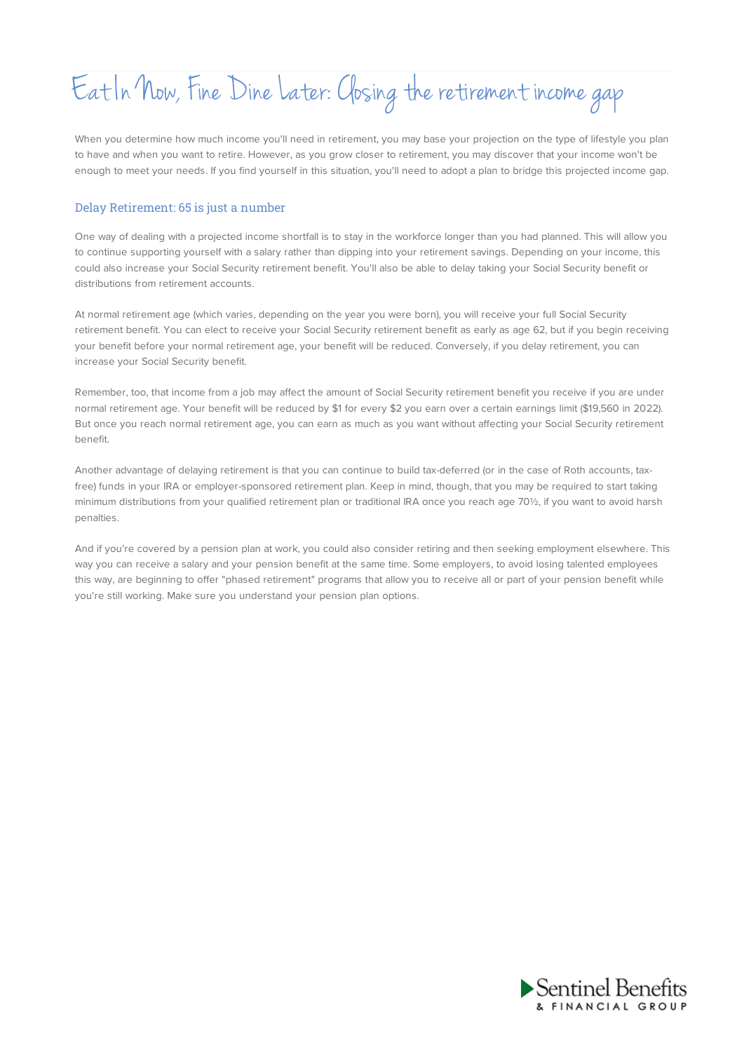# Eat In Now, Fine Dine Later: Closing the retirement income gap

When you determine how much income you'll need in retirement, you may base your projection on the type of lifestyle you plan to have and when you want to retire. However, as you grow closer to retirement, you may discover that your income won't be enough to meet your needs. If you find yourself in this situation, you'll need to adopt a plan to bridge this projected income gap.

## Delay Retirement: 65 is just a number

One way of dealing with a projected income shortfall is to stay in the workforce longer than you had planned. This will allow you to continue supporting yourself with a salary rather than dipping into your retirement savings. Depending on your income, this could also increase your Social Security retirement benefit. You'll also be able to delay taking your Social Security benefit or distributions from retirement accounts.

At normal retirement age (which varies, depending on the year you were born), you will receive your full Social Security retirement benefit. You can elect to receive your Social Security retirement benefit as early as age 62, but if you begin receiving your benefit before your normal retirement age, your benefit will be reduced. Conversely, if you delay retirement, you can increase your Social Security benefit.

Remember, too, that income from a job may affect the amount of Social Security retirement benefit you receive if you are under normal retirement age. Your benefit will be reduced by $1 for every $2 you earn over a certain earnings limit ($19,560 in 2022). But once you reach normal retirement age, you can earn as much as you want without affecting your Social Security retirement benefit.

Another advantage of delaying retirement is that you can continue to build tax-deferred (or in the case of Roth accounts, tax-free) funds in your IRA or employer-sponsored retirement plan. Keep in mind, though, that you may be required to start taking minimum distributions from your qualified retirement plan or traditional IRA once you reach age 70½, if you want to avoid harsh penalties.

And if you're covered by a pension plan at work, you could also consider retiring and then seeking employment elsewhere. This way you can receive a salary and your pension benefit at the same time. Some employers, to avoid losing talented employees this way, are beginning to offer "phased retirement" programs that allow you to receive all or part of your pension benefit while you're still working. Make sure you understand your pension plan options.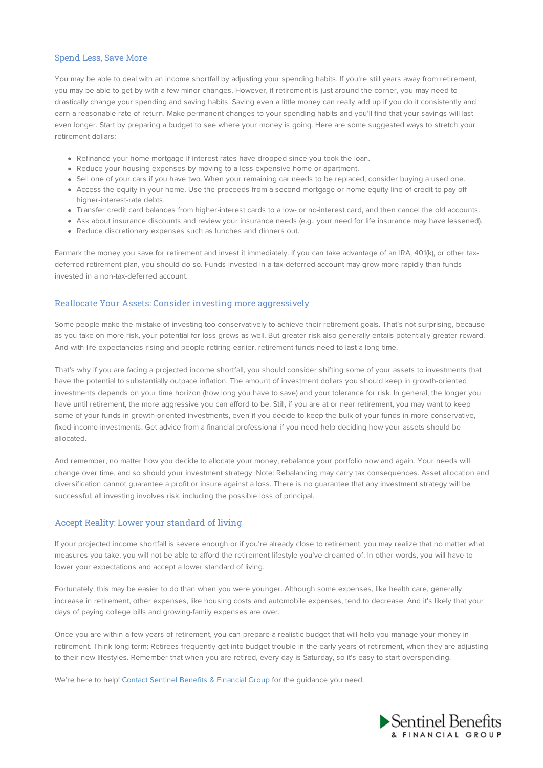## Spend Less, Save More

You may be able to deal with an income shortfall by adjusting your spending habits. If you're still years away from retirement, you may be able to get by with a few minor changes. However, if retirement is just around the corner, you may need to drastically change your spending and saving habits. Saving even a little money can really add up if you do it consistently and earn a reasonable rate of return. Make permanent changes to your spending habits and you'll find that your savings will last even longer. Start by preparing a budget to see where your money is going. Here are some suggested ways to stretch your retirement dollars:

- Refinance your home mortgage if interest rates have dropped since you took the loan.
- Reduce your housing expenses by moving to a less expensive home or apartment.
- Sell one of your cars if you have two. When your remaining car needs to be replaced, consider buying a used one.
- Access the equity in your home. Use the proceeds from a second mortgage or home equity line of credit to pay off higher-interest-rate debts.
- Transfer credit card balances from higher-interest cards to a low- or no-interest card, and then cancel the old accounts.
- Ask about insurance discounts and review your insurance needs (e.g., your need for life insurance may have lessened).
- Reduce discretionary expenses such as lunches and dinners out.

Earmark the money you save for retirement and invest it immediately. If you can take advantage of an IRA, 401(k), or other tax-deferred retirement plan, you should do so. Funds invested in a tax-deferred account may grow more rapidly than funds invested in a non-tax-deferred account.

## Reallocate Your Assets: Consider investing more aggressively

Some people make the mistake of investing too conservatively to achieve their retirement goals. That's not surprising, because as you take on more risk, your potential for loss grows as well. But greater risk also generally entails potentially greater reward. And with life expectancies rising and people retiring earlier, retirement funds need to last a long time.

That's why if you are facing a projected income shortfall, you should consider shifting some of your assets to investments that have the potential to substantially outpace inflation. The amount of investment dollars you should keep in growth-oriented investments depends on your time horizon (how long you have to save) and your tolerance for risk. In general, the longer you have until retirement, the more aggressive you can afford to be. Still, if you are at or near retirement, you may want to keep some of your funds in growth-oriented investments, even if you decide to keep the bulk of your funds in more conservative, fixed-income investments. Get advice from a financial professional if you need help deciding how your assets should be allocated.

And remember, no matter how you decide to allocate your money, rebalance your portfolio now and again. Your needs will change over time, and so should your investment strategy. Note: Rebalancing may carry tax consequences. Asset allocation and diversification cannot guarantee a profit or insure against a loss. There is no guarantee that any investment strategy will be successful; all investing involves risk, including the possible loss of principal.

## Accept Reality: Lower your standard of living

If your projected income shortfall is severe enough or if you're already close to retirement, you may realize that no matter what measures you take, you will not be able to afford the retirement lifestyle you've dreamed of. In other words, you will have to lower your expectations and accept a lower standard of living.

Fortunately, this may be easier to do than when you were younger. Although some expenses, like health care, generally increase in retirement, other expenses, like housing costs and automobile expenses, tend to decrease. And it's likely that your days of paying college bills and growing-family expenses are over.

Once you are within a few years of retirement, you can prepare a realistic budget that will help you manage your money in retirement. Think long term: Retirees frequently get into budget trouble in the early years of retirement, when they are adjusting to their new lifestyles. Remember that when you are retired, every day is Saturday, so it's easy to start overspending.

We're here to help! Contact Sentinel Benefits & Financial Group for the guidance you need.

Sentinel Benefits & FINANCIAL GROUP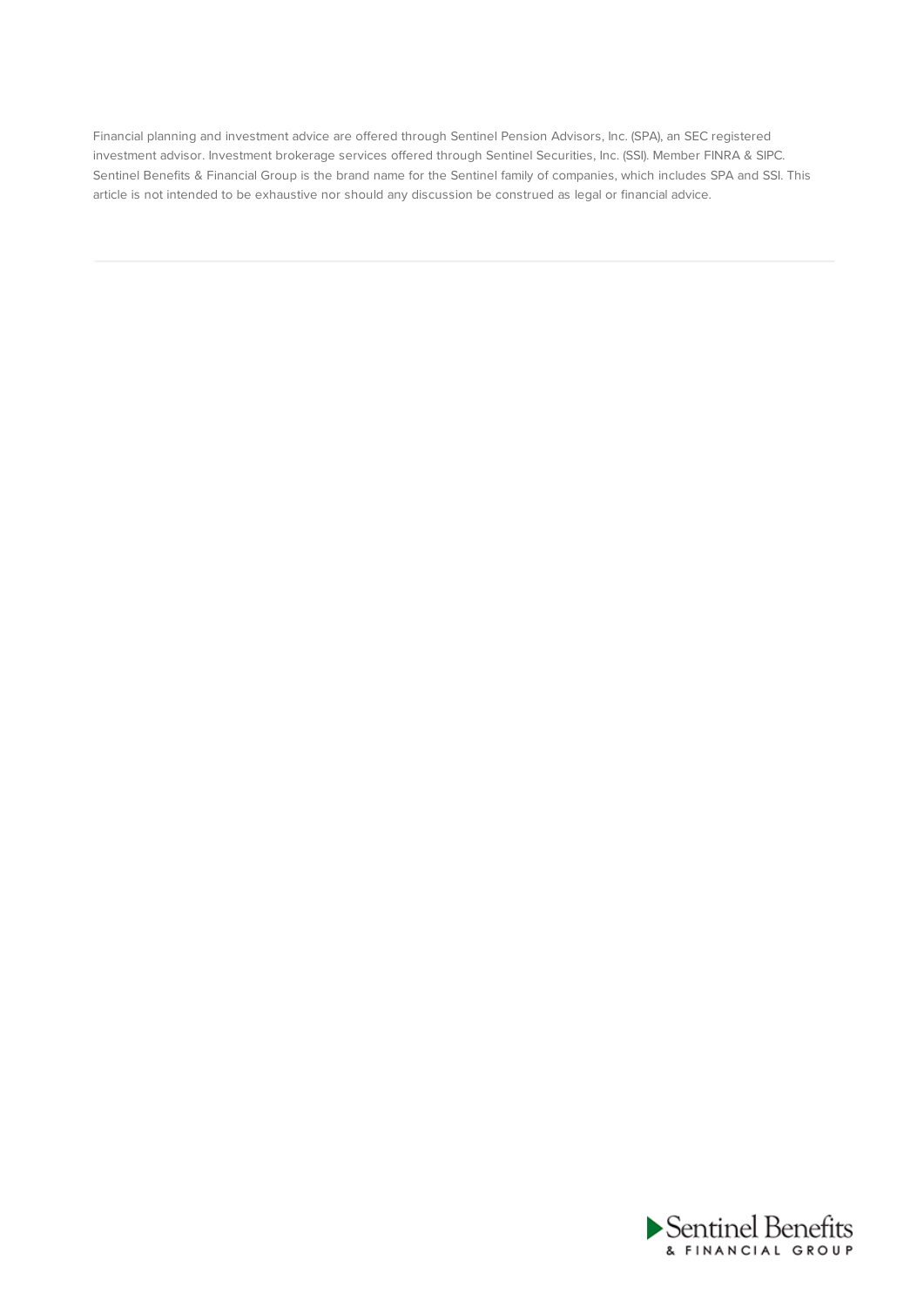Financial planning and investment advice are offered through Sentinel Pension Advisors, Inc. (SPA), an SEC registered investment advisor. Investment brokerage services offered through Sentinel Securities, Inc. (SSI). Member FINRA & SIPC. Sentinel Benefits & Financial Group is the brand name for the Sentinel family of companies, which includes SPA and SSI. This article is not intended to be exhaustive nor should any discussion be construed as legal or financial advice.

---

Sentinel Benefits & FINANCIAL GROUP